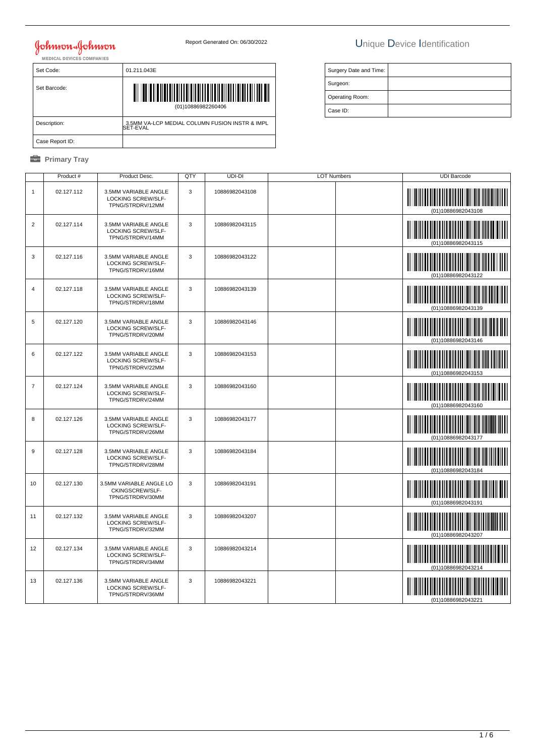Johnson & Johnson
MEDICAL DEVICES COMPANIES

Report Generated On: 06/30/2022

# Unique Device Identification

| Set Code: | 01.211.043E |
|---|---|
| Set Barcode: | (01)10886982260406 |
| Description: | 3.5MM VA-LCP MEDIAL COLUMN FUSION INSTR & IMPL SET-EVAL |
| Case Report ID: | |

| Surgery Date and Time: | |
|---|---|
| Surgeon: | |
| Operating Room: | |
| Case ID: | |

## Primary Tray

| | Product # | Product Desc. | QTY | UDI-DI | LOT Numbers | | UDI Barcode |
|---|---|---|---|---|---|---|---|
| 1 | 02.127.112 | 3.5MM VARIABLE ANGLE LOCKING SCREW/SLF-TPNG/STRDRV/12MM | 3 | 10886982043108 | | | (01)10886982043108 |
| 2 | 02.127.114 | 3.5MM VARIABLE ANGLE LOCKING SCREW/SLF-TPNG/STRDRV/14MM | 3 | 10886982043115 | | | (01)10886982043115 |
| 3 | 02.127.116 | 3.5MM VARIABLE ANGLE LOCKING SCREW/SLF-TPNG/STRDRV/16MM | 3 | 10886982043122 | | | (01)10886982043122 |
| 4 | 02.127.118 | 3.5MM VARIABLE ANGLE LOCKING SCREW/SLF-TPNG/STRDRV/18MM | 3 | 10886982043139 | | | (01)10886982043139 |
| 5 | 02.127.120 | 3.5MM VARIABLE ANGLE LOCKING SCREW/SLF-TPNG/STRDRV/20MM | 3 | 10886982043146 | | | (01)10886982043146 |
| 6 | 02.127.122 | 3.5MM VARIABLE ANGLE LOCKING SCREW/SLF-TPNG/STRDRV/22MM | 3 | 10886982043153 | | | (01)10886982043153 |
| 7 | 02.127.124 | 3.5MM VARIABLE ANGLE LOCKING SCREW/SLF-TPNG/STRDRV/24MM | 3 | 10886982043160 | | | (01)10886982043160 |
| 8 | 02.127.126 | 3.5MM VARIABLE ANGLE LOCKING SCREW/SLF-TPNG/STRDRV/26MM | 3 | 10886982043177 | | | (01)10886982043177 |
| 9 | 02.127.128 | 3.5MM VARIABLE ANGLE LOCKING SCREW/SLF-TPNG/STRDRV/28MM | 3 | 10886982043184 | | | (01)10886982043184 |
| 10 | 02.127.130 | 3.5MM VARIABLE ANGLE LO CKINGSCREW/SLF-TPNG/STRDRV/30MM | 3 | 10886982043191 | | | (01)10886982043191 |
| 11 | 02.127.132 | 3.5MM VARIABLE ANGLE LOCKING SCREW/SLF-TPNG/STRDRV/32MM | 3 | 10886982043207 | | | (01)10886982043207 |
| 12 | 02.127.134 | 3.5MM VARIABLE ANGLE LOCKING SCREW/SLF-TPNG/STRDRV/34MM | 3 | 10886982043214 | | | (01)10886982043214 |
| 13 | 02.127.136 | 3.5MM VARIABLE ANGLE LOCKING SCREW/SLF-TPNG/STRDRV/36MM | 3 | 10886982043221 | | | (01)10886982043221 |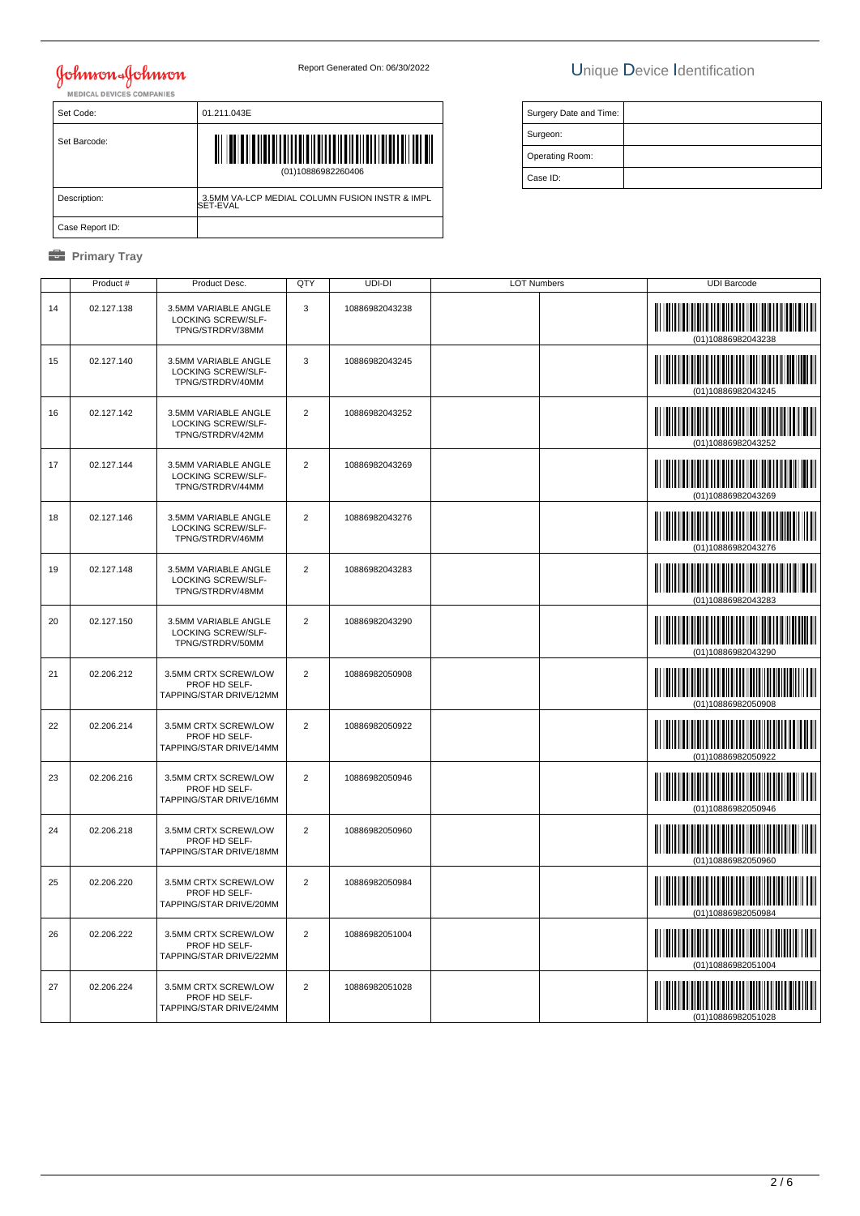Johnson & Johnson MEDICAL DEVICES COMPANIES

Report Generated On: 06/30/2022

# Unique Device Identification

| Set Code: | 01.211.043E |
|---|---|
| Set Barcode: | (01)10886982260406 |
| Description: | 3.5MM VA-LCP MEDIAL COLUMN FUSION INSTR & IMPL SET-EVAL |
| Case Report ID: | |

| Surgery Date and Time: | |
|---|---|
| Surgeon: | |
| Operating Room: | |
| Case ID: | |

## Primary Tray

| | Product # | Product Desc. | QTY | UDI-DI | LOT Numbers | | UDI Barcode |
|---|---|---|---|---|---|---|---|
| 14 | 02.127.138 | 3.5MM VARIABLE ANGLE LOCKING SCREW/SLF-TPNG/STRDRV/38MM | 3 | 10886982043238 | | | (01)10886982043238 |
| 15 | 02.127.140 | 3.5MM VARIABLE ANGLE LOCKING SCREW/SLF-TPNG/STRDRV/40MM | 3 | 10886982043245 | | | (01)10886982043245 |
| 16 | 02.127.142 | 3.5MM VARIABLE ANGLE LOCKING SCREW/SLF-TPNG/STRDRV/42MM | 2 | 10886982043252 | | | (01)10886982043252 |
| 17 | 02.127.144 | 3.5MM VARIABLE ANGLE LOCKING SCREW/SLF-TPNG/STRDRV/44MM | 2 | 10886982043269 | | | (01)10886982043269 |
| 18 | 02.127.146 | 3.5MM VARIABLE ANGLE LOCKING SCREW/SLF-TPNG/STRDRV/46MM | 2 | 10886982043276 | | | (01)10886982043276 |
| 19 | 02.127.148 | 3.5MM VARIABLE ANGLE LOCKING SCREW/SLF-TPNG/STRDRV/48MM | 2 | 10886982043283 | | | (01)10886982043283 |
| 20 | 02.127.150 | 3.5MM VARIABLE ANGLE LOCKING SCREW/SLF-TPNG/STRDRV/50MM | 2 | 10886982043290 | | | (01)10886982043290 |
| 21 | 02.206.212 | 3.5MM CRTX SCREW/LOW PROF HD SELF-TAPPING/STAR DRIVE/12MM | 2 | 10886982050908 | | | (01)10886982050908 |
| 22 | 02.206.214 | 3.5MM CRTX SCREW/LOW PROF HD SELF-TAPPING/STAR DRIVE/14MM | 2 | 10886982050922 | | | (01)10886982050922 |
| 23 | 02.206.216 | 3.5MM CRTX SCREW/LOW PROF HD SELF-TAPPING/STAR DRIVE/16MM | 2 | 10886982050946 | | | (01)10886982050946 |
| 24 | 02.206.218 | 3.5MM CRTX SCREW/LOW PROF HD SELF-TAPPING/STAR DRIVE/18MM | 2 | 10886982050960 | | | (01)10886982050960 |
| 25 | 02.206.220 | 3.5MM CRTX SCREW/LOW PROF HD SELF-TAPPING/STAR DRIVE/20MM | 2 | 10886982050984 | | | (01)10886982050984 |
| 26 | 02.206.222 | 3.5MM CRTX SCREW/LOW PROF HD SELF-TAPPING/STAR DRIVE/22MM | 2 | 10886982051004 | | | (01)10886982051004 |
| 27 | 02.206.224 | 3.5MM CRTX SCREW/LOW PROF HD SELF-TAPPING/STAR DRIVE/24MM | 2 | 10886982051028 | | | (01)10886982051028 |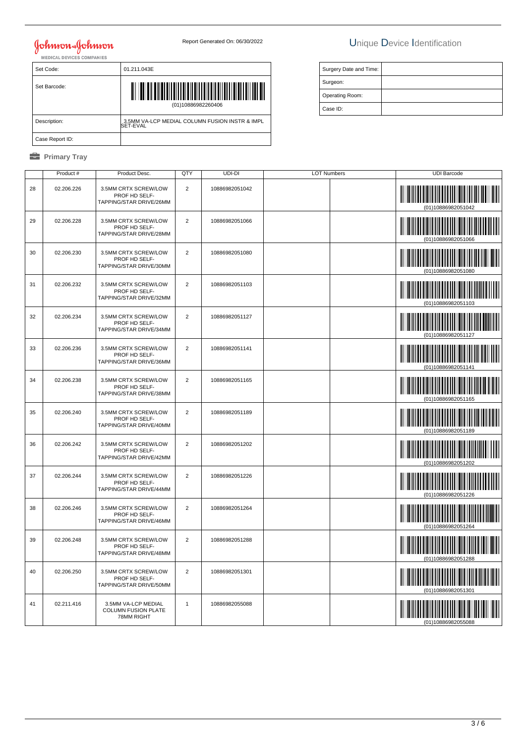Johnson & Johnson MEDICAL DEVICES COMPANIES

Report Generated On: 06/30/2022

# Unique Device Identification

| Set Code: | 01.211.043E |
|---|---|
| Set Barcode: | (01)10886982260406 |
| Description: | 3.5MM VA-LCP MEDIAL COLUMN FUSION INSTR & IMPL SET-EVAL |
| Case Report ID: | |

| Surgery Date and Time: | |
|---|---|
| Surgeon: | |
| Operating Room: | |
| Case ID: | |

## Primary Tray

| | Product # | Product Desc. | QTY | UDI-DI | LOT Numbers | | UDI Barcode |
|---|---|---|---|---|---|---|---|
| 28 | 02.206.226 | 3.5MM CRTX SCREW/LOW PROF HD SELF-TAPPING/STAR DRIVE/26MM | 2 | 10886982051042 | | | (01)10886982051042 |
| 29 | 02.206.228 | 3.5MM CRTX SCREW/LOW PROF HD SELF-TAPPING/STAR DRIVE/28MM | 2 | 10886982051066 | | | (01)10886982051066 |
| 30 | 02.206.230 | 3.5MM CRTX SCREW/LOW PROF HD SELF-TAPPING/STAR DRIVE/30MM | 2 | 10886982051080 | | | (01)10886982051080 |
| 31 | 02.206.232 | 3.5MM CRTX SCREW/LOW PROF HD SELF-TAPPING/STAR DRIVE/32MM | 2 | 10886982051103 | | | (01)10886982051103 |
| 32 | 02.206.234 | 3.5MM CRTX SCREW/LOW PROF HD SELF-TAPPING/STAR DRIVE/34MM | 2 | 10886982051127 | | | (01)10886982051127 |
| 33 | 02.206.236 | 3.5MM CRTX SCREW/LOW PROF HD SELF-TAPPING/STAR DRIVE/36MM | 2 | 10886982051141 | | | (01)10886982051141 |
| 34 | 02.206.238 | 3.5MM CRTX SCREW/LOW PROF HD SELF-TAPPING/STAR DRIVE/38MM | 2 | 10886982051165 | | | (01)10886982051165 |
| 35 | 02.206.240 | 3.5MM CRTX SCREW/LOW PROF HD SELF-TAPPING/STAR DRIVE/40MM | 2 | 10886982051189 | | | (01)10886982051189 |
| 36 | 02.206.242 | 3.5MM CRTX SCREW/LOW PROF HD SELF-TAPPING/STAR DRIVE/42MM | 2 | 10886982051202 | | | (01)10886982051202 |
| 37 | 02.206.244 | 3.5MM CRTX SCREW/LOW PROF HD SELF-TAPPING/STAR DRIVE/44MM | 2 | 10886982051226 | | | (01)10886982051226 |
| 38 | 02.206.246 | 3.5MM CRTX SCREW/LOW PROF HD SELF-TAPPING/STAR DRIVE/46MM | 2 | 10886982051264 | | | (01)10886982051264 |
| 39 | 02.206.248 | 3.5MM CRTX SCREW/LOW PROF HD SELF-TAPPING/STAR DRIVE/48MM | 2 | 10886982051288 | | | (01)10886982051288 |
| 40 | 02.206.250 | 3.5MM CRTX SCREW/LOW PROF HD SELF-TAPPING/STAR DRIVE/50MM | 2 | 10886982051301 | | | (01)10886982051301 |
| 41 | 02.211.416 | 3.5MM VA-LCP MEDIAL COLUMN FUSION PLATE 78MM RIGHT | 1 | 10886982055088 | | | (01)10886982055088 |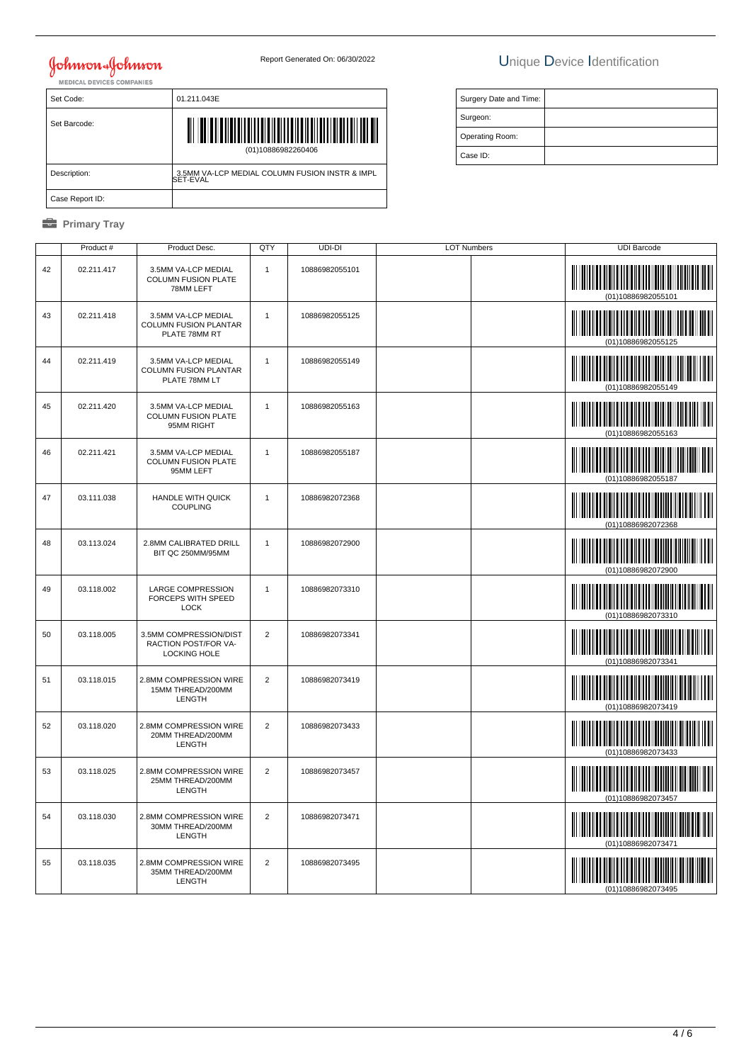Johnson & Johnson
MEDICAL DEVICES COMPANIES

Report Generated On: 06/30/2022

# Unique Device Identification

| Set Code: | 01.211.043E |
|---|---|
| Set Barcode: | (01)10886982260406 |
| Description: | 3.5MM VA-LCP MEDIAL COLUMN FUSION INSTR & IMPL SET-EVAL |
| Case Report ID: | |

| Surgery Date and Time: | |
|---|---|
| Surgeon: | |
| Operating Room: | |
| Case ID: | |

## Primary Tray

| | Product # | Product Desc. | QTY | UDI-DI | LOT Numbers | | UDI Barcode |
|---|---|---|---|---|---|---|---|
| 42 | 02.211.417 | 3.5MM VA-LCP MEDIAL COLUMN FUSION PLATE 78MM LEFT | 1 | 10886982055101 | | | (01)10886982055101 |
| 43 | 02.211.418 | 3.5MM VA-LCP MEDIAL COLUMN FUSION PLANTAR PLATE 78MM RT | 1 | 10886982055125 | | | (01)10886982055125 |
| 44 | 02.211.419 | 3.5MM VA-LCP MEDIAL COLUMN FUSION PLANTAR PLATE 78MM LT | 1 | 10886982055149 | | | (01)10886982055149 |
| 45 | 02.211.420 | 3.5MM VA-LCP MEDIAL COLUMN FUSION PLATE 95MM RIGHT | 1 | 10886982055163 | | | (01)10886982055163 |
| 46 | 02.211.421 | 3.5MM VA-LCP MEDIAL COLUMN FUSION PLATE 95MM LEFT | 1 | 10886982055187 | | | (01)10886982055187 |
| 47 | 03.111.038 | HANDLE WITH QUICK COUPLING | 1 | 10886982072368 | | | (01)10886982072368 |
| 48 | 03.113.024 | 2.8MM CALIBRATED DRILL BIT QC 250MM/95MM | 1 | 10886982072900 | | | (01)10886982072900 |
| 49 | 03.118.002 | LARGE COMPRESSION FORCEPS WITH SPEED LOCK | 1 | 10886982073310 | | | (01)10886982073310 |
| 50 | 03.118.005 | 3.5MM COMPRESSION/DISTRACTION POST/FOR VA-LOCKING HOLE | 2 | 10886982073341 | | | (01)10886982073341 |
| 51 | 03.118.015 | 2.8MM COMPRESSION WIRE 15MM THREAD/200MM LENGTH | 2 | 10886982073419 | | | (01)10886982073419 |
| 52 | 03.118.020 | 2.8MM COMPRESSION WIRE 20MM THREAD/200MM LENGTH | 2 | 10886982073433 | | | (01)10886982073433 |
| 53 | 03.118.025 | 2.8MM COMPRESSION WIRE 25MM THREAD/200MM LENGTH | 2 | 10886982073457 | | | (01)10886982073457 |
| 54 | 03.118.030 | 2.8MM COMPRESSION WIRE 30MM THREAD/200MM LENGTH | 2 | 10886982073471 | | | (01)10886982073471 |
| 55 | 03.118.035 | 2.8MM COMPRESSION WIRE 35MM THREAD/200MM LENGTH | 2 | 10886982073495 | | | (01)10886982073495 |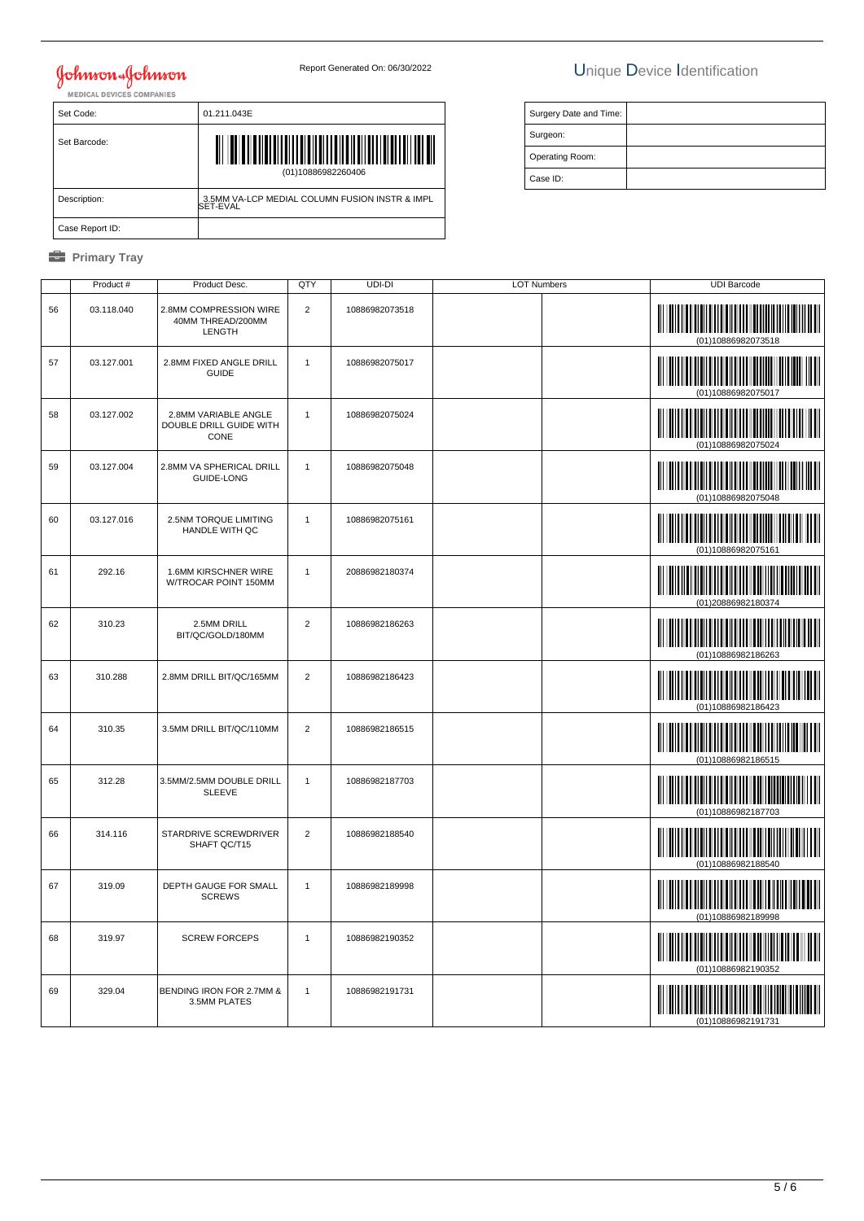Johnson & Johnson MEDICAL DEVICES COMPANIES

Report Generated On: 06/30/2022

# Unique Device Identification

| Set Code: | 01.211.043E |
|---|---|
| Set Barcode: | (01)10886982260406 |
| Description: | 3.5MM VA-LCP MEDIAL COLUMN FUSION INSTR & IMPL SET-EVAL |
| Case Report ID: | |

| Surgery Date and Time: | |
|---|---|
| Surgeon: | |
| Operating Room: | |
| Case ID: | |

## Primary Tray

| | Product # | Product Desc. | QTY | UDI-DI | LOT Numbers | | UDI Barcode |
|---|---|---|---|---|---|---|---|
| 56 | 03.118.040 | 2.8MM COMPRESSION WIRE 40MM THREAD/200MM LENGTH | 2 | 10886982073518 | | | (01)10886982073518 |
| 57 | 03.127.001 | 2.8MM FIXED ANGLE DRILL GUIDE | 1 | 10886982075017 | | | (01)10886982075017 |
| 58 | 03.127.002 | 2.8MM VARIABLE ANGLE DOUBLE DRILL GUIDE WITH CONE | 1 | 10886982075024 | | | (01)10886982075024 |
| 59 | 03.127.004 | 2.8MM VA SPHERICAL DRILL GUIDE-LONG | 1 | 10886982075048 | | | (01)10886982075048 |
| 60 | 03.127.016 | 2.5NM TORQUE LIMITING HANDLE WITH QC | 1 | 10886982075161 | | | (01)10886982075161 |
| 61 | 292.16 | 1.6MM KIRSCHNER WIRE W/TROCAR POINT 150MM | 1 | 20886982180374 | | | (01)20886982180374 |
| 62 | 310.23 | 2.5MM DRILL BIT/QC/GOLD/180MM | 2 | 10886982186263 | | | (01)10886982186263 |
| 63 | 310.288 | 2.8MM DRILL BIT/QC/165MM | 2 | 10886982186423 | | | (01)10886982186423 |
| 64 | 310.35 | 3.5MM DRILL BIT/QC/110MM | 2 | 10886982186515 | | | (01)10886982186515 |
| 65 | 312.28 | 3.5MM/2.5MM DOUBLE DRILL SLEEVE | 1 | 10886982187703 | | | (01)10886982187703 |
| 66 | 314.116 | STARDRIVE SCREWDRIVER SHAFT QC/T15 | 2 | 10886982188540 | | | (01)10886982188540 |
| 67 | 319.09 | DEPTH GAUGE FOR SMALL SCREWS | 1 | 10886982189998 | | | (01)10886982189998 |
| 68 | 319.97 | SCREW FORCEPS | 1 | 10886982190352 | | | (01)10886982190352 |
| 69 | 329.04 | BENDING IRON FOR 2.7MM & 3.5MM PLATES | 1 | 10886982191731 | | | (01)10886982191731 |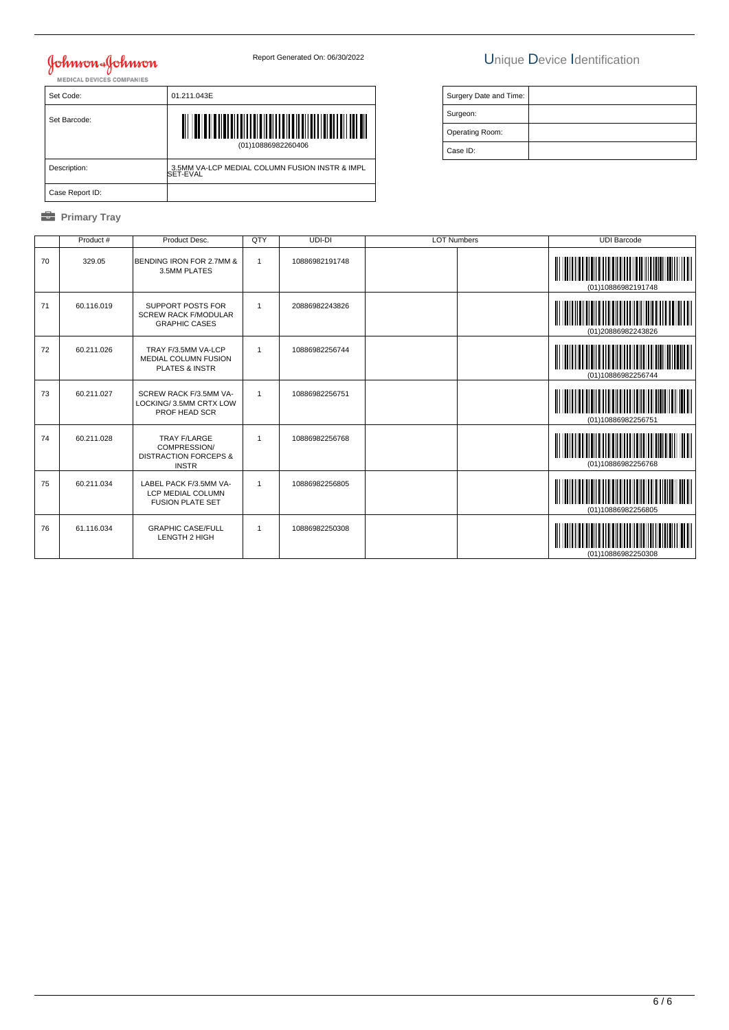Johnson & Johnson
MEDICAL DEVICES COMPANIES

Report Generated On: 06/30/2022

# Unique Device Identification

| | |
|---|---|
| Set Code: | 01.211.043E |
| Set Barcode: | (01)10886982260406 |
| Description: | 3.5MM VA-LCP MEDIAL COLUMN FUSION INSTR & IMPL SET-EVAL |
| Case Report ID: | |

| | |
|---|---|
| Surgery Date and Time: | |
| Surgeon: | |
| Operating Room: | |
| Case ID: | |

## Primary Tray

| | Product # | Product Desc. | QTY | UDI-DI | LOT Numbers | | UDI Barcode |
|---|---|---|---|---|---|---|---|
| 70 | 329.05 | BENDING IRON FOR 2.7MM & 3.5MM PLATES | 1 | 10886982191748 | | | (01)10886982191748 |
| 71 | 60.116.019 | SUPPORT POSTS FOR SCREW RACK F/MODULAR GRAPHIC CASES | 1 | 20886982243826 | | | (01)20886982243826 |
| 72 | 60.211.026 | TRAY F/3.5MM VA-LCP MEDIAL COLUMN FUSION PLATES & INSTR | 1 | 10886982256744 | | | (01)10886982256744 |
| 73 | 60.211.027 | SCREW RACK F/3.5MM VA-LOCKING/ 3.5MM CRTX LOW PROF HEAD SCR | 1 | 10886982256751 | | | (01)10886982256751 |
| 74 | 60.211.028 | TRAY F/LARGE COMPRESSION/ DISTRACTION FORCEPS & INSTR | 1 | 10886982256768 | | | (01)10886982256768 |
| 75 | 60.211.034 | LABEL PACK F/3.5MM VA-LCP MEDIAL COLUMN FUSION PLATE SET | 1 | 10886982256805 | | | (01)10886982256805 |
| 76 | 61.116.034 | GRAPHIC CASE/FULL LENGTH 2 HIGH | 1 | 10886982250308 | | | (01)10886982250308 |